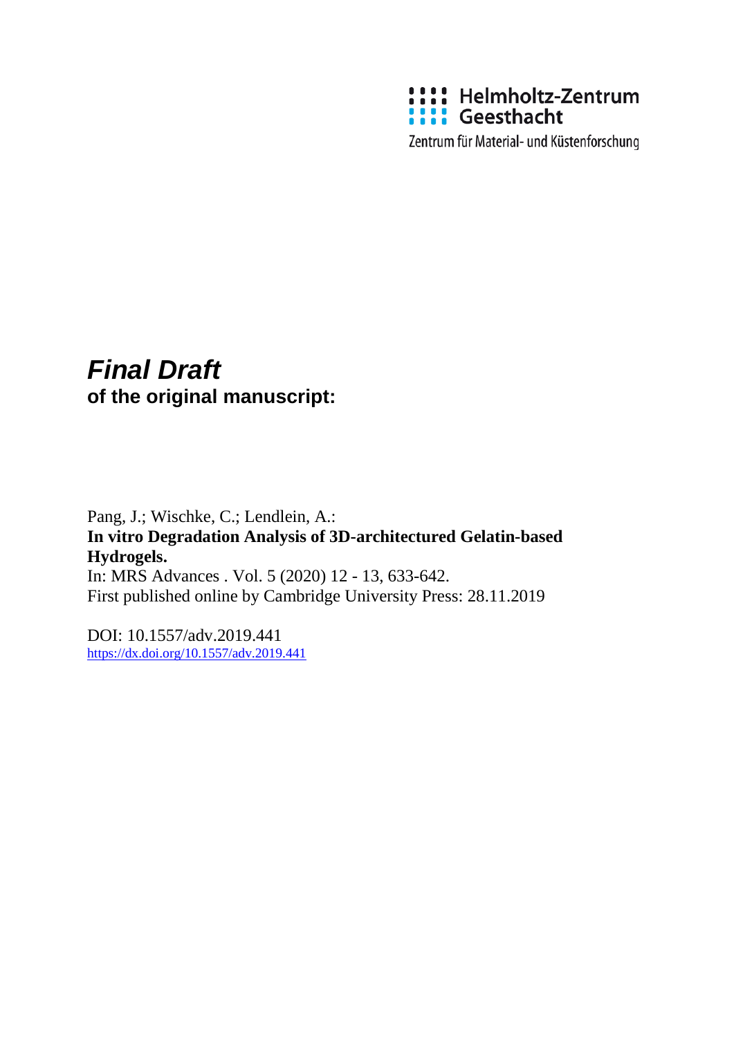Helmholtz-Zentrum Geesthacht

Zentrum für Material- und Küstenforschung

***Final Draft***
**of the original manuscript:**

Pang, J.; Wischke, C.; Lendlein, A.:
**In vitro Degradation Analysis of 3D-architectured Gelatin-based Hydrogels.**
In: MRS Advances . Vol. 5 (2020) 12 - 13, 633-642.
First published online by Cambridge University Press: 28.11.2019

DOI: 10.1557/adv.2019.441
https://dx.doi.org/10.1557/adv.2019.441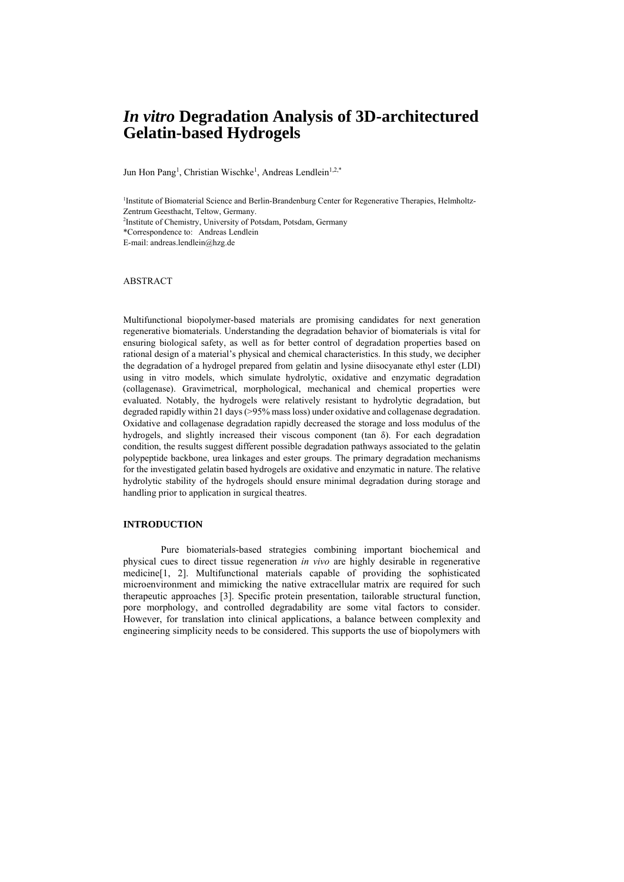# *In vitro* Degradation Analysis of 3D-architectured Gelatin-based Hydrogels

Jun Hon Pang[1], Christian Wischke[1], Andreas Lendlein[1,2,*]

[1]Institute of Biomaterial Science and Berlin-Brandenburg Center for Regenerative Therapies, Helmholtz-Zentrum Geesthacht, Teltow, Germany.
[2]Institute of Chemistry, University of Potsdam, Potsdam, Germany
*Correspondence to: Andreas Lendlein
E-mail: andreas.lendlein@hzg.de

ABSTRACT

Multifunctional biopolymer-based materials are promising candidates for next generation regenerative biomaterials. Understanding the degradation behavior of biomaterials is vital for ensuring biological safety, as well as for better control of degradation properties based on rational design of a material's physical and chemical characteristics. In this study, we decipher the degradation of a hydrogel prepared from gelatin and lysine diisocyanate ethyl ester (LDI) using in vitro models, which simulate hydrolytic, oxidative and enzymatic degradation (collagenase). Gravimetrical, morphological, mechanical and chemical properties were evaluated. Notably, the hydrogels were relatively resistant to hydrolytic degradation, but degraded rapidly within 21 days (>95% mass loss) under oxidative and collagenase degradation. Oxidative and collagenase degradation rapidly decreased the storage and loss modulus of the hydrogels, and slightly increased their viscous component (tan δ). For each degradation condition, the results suggest different possible degradation pathways associated to the gelatin polypeptide backbone, urea linkages and ester groups. The primary degradation mechanisms for the investigated gelatin based hydrogels are oxidative and enzymatic in nature. The relative hydrolytic stability of the hydrogels should ensure minimal degradation during storage and handling prior to application in surgical theatres.

**INTRODUCTION**

Pure biomaterials-based strategies combining important biochemical and physical cues to direct tissue regeneration *in vivo* are highly desirable in regenerative medicine[1, 2]. Multifunctional materials capable of providing the sophisticated microenvironment and mimicking the native extracellular matrix are required for such therapeutic approaches [3]. Specific protein presentation, tailorable structural function, pore morphology, and controlled degradability are some vital factors to consider. However, for translation into clinical applications, a balance between complexity and engineering simplicity needs to be considered. This supports the use of biopolymers with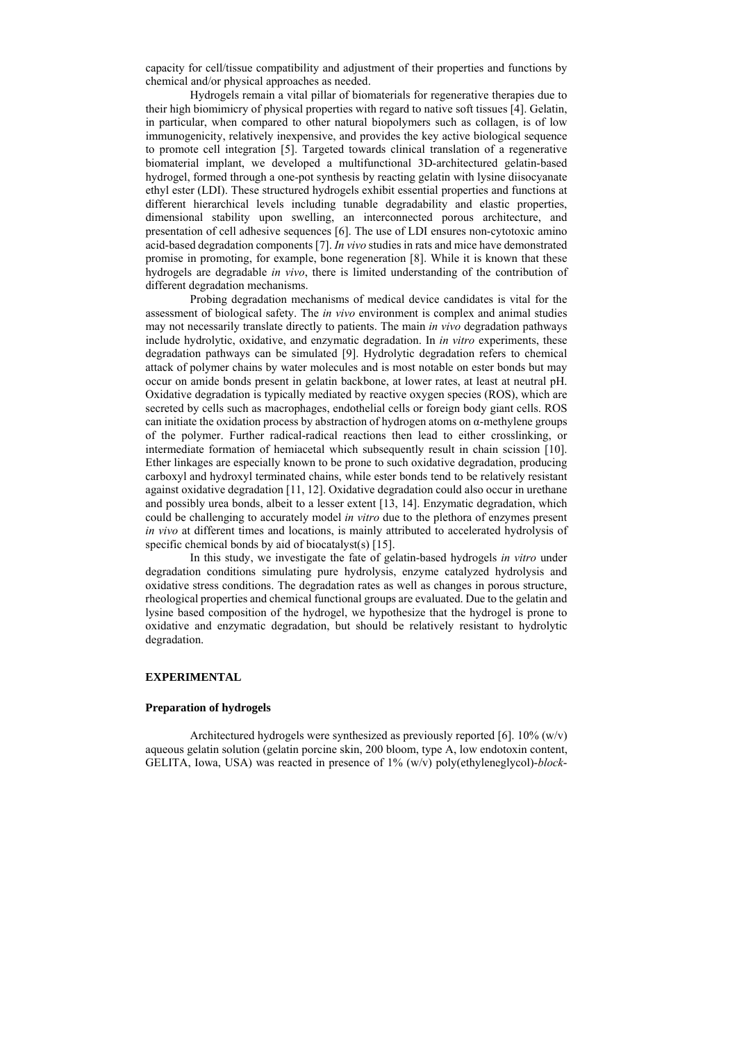capacity for cell/tissue compatibility and adjustment of their properties and functions by chemical and/or physical approaches as needed.

Hydrogels remain a vital pillar of biomaterials for regenerative therapies due to their high biomimicry of physical properties with regard to native soft tissues [4]. Gelatin, in particular, when compared to other natural biopolymers such as collagen, is of low immunogenicity, relatively inexpensive, and provides the key active biological sequence to promote cell integration [5]. Targeted towards clinical translation of a regenerative biomaterial implant, we developed a multifunctional 3D-architectured gelatin-based hydrogel, formed through a one-pot synthesis by reacting gelatin with lysine diisocyanate ethyl ester (LDI). These structured hydrogels exhibit essential properties and functions at different hierarchical levels including tunable degradability and elastic properties, dimensional stability upon swelling, an interconnected porous architecture, and presentation of cell adhesive sequences [6]. The use of LDI ensures non-cytotoxic amino acid-based degradation components [7]. *In vivo* studies in rats and mice have demonstrated promise in promoting, for example, bone regeneration [8]. While it is known that these hydrogels are degradable *in vivo*, there is limited understanding of the contribution of different degradation mechanisms.

Probing degradation mechanisms of medical device candidates is vital for the assessment of biological safety. The *in vivo* environment is complex and animal studies may not necessarily translate directly to patients. The main *in vivo* degradation pathways include hydrolytic, oxidative, and enzymatic degradation. In *in vitro* experiments, these degradation pathways can be simulated [9]. Hydrolytic degradation refers to chemical attack of polymer chains by water molecules and is most notable on ester bonds but may occur on amide bonds present in gelatin backbone, at lower rates, at least at neutral pH. Oxidative degradation is typically mediated by reactive oxygen species (ROS), which are secreted by cells such as macrophages, endothelial cells or foreign body giant cells. ROS can initiate the oxidation process by abstraction of hydrogen atoms on α-methylene groups of the polymer. Further radical-radical reactions then lead to either crosslinking, or intermediate formation of hemiacetal which subsequently result in chain scission [10]. Ether linkages are especially known to be prone to such oxidative degradation, producing carboxyl and hydroxyl terminated chains, while ester bonds tend to be relatively resistant against oxidative degradation [11, 12]. Oxidative degradation could also occur in urethane and possibly urea bonds, albeit to a lesser extent [13, 14]. Enzymatic degradation, which could be challenging to accurately model *in vitro* due to the plethora of enzymes present *in vivo* at different times and locations, is mainly attributed to accelerated hydrolysis of specific chemical bonds by aid of biocatalyst(s) [15].

In this study, we investigate the fate of gelatin-based hydrogels *in vitro* under degradation conditions simulating pure hydrolysis, enzyme catalyzed hydrolysis and oxidative stress conditions. The degradation rates as well as changes in porous structure, rheological properties and chemical functional groups are evaluated. Due to the gelatin and lysine based composition of the hydrogel, we hypothesize that the hydrogel is prone to oxidative and enzymatic degradation, but should be relatively resistant to hydrolytic degradation.

## EXPERIMENTAL

### Preparation of hydrogels

Architectured hydrogels were synthesized as previously reported [6]. 10% (w/v) aqueous gelatin solution (gelatin porcine skin, 200 bloom, type A, low endotoxin content, GELITA, Iowa, USA) was reacted in presence of 1% (w/v) poly(ethyleneglycol)-*block*-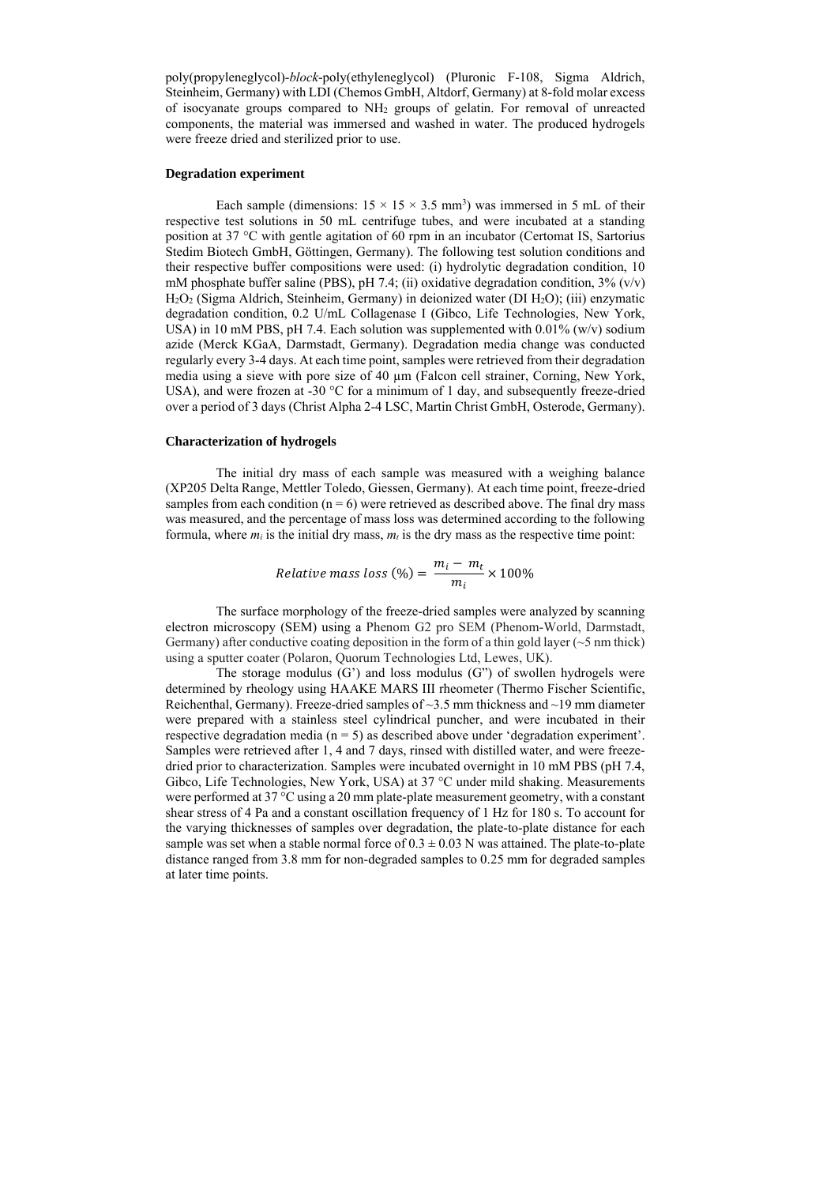poly(propyleneglycol)-*block*-poly(ethyleneglycol) (Pluronic F-108, Sigma Aldrich, Steinheim, Germany) with LDI (Chemos GmbH, Altdorf, Germany) at 8-fold molar excess of isocyanate groups compared to $NH_2$ groups of gelatin. For removal of unreacted components, the material was immersed and washed in water. The produced hydrogels were freeze dried and sterilized prior to use.

### Degradation experiment

Each sample (dimensions: $15 \times 15 \times 3.5$ mm$^3$) was immersed in 5 mL of their respective test solutions in 50 mL centrifuge tubes, and were incubated at a standing position at 37 °C with gentle agitation of 60 rpm in an incubator (Certomat IS, Sartorius Stedim Biotech GmbH, Göttingen, Germany). The following test solution conditions and their respective buffer compositions were used: (i) hydrolytic degradation condition, 10 mM phosphate buffer saline (PBS), pH 7.4; (ii) oxidative degradation condition, 3% (v/v) $H_2O_2$ (Sigma Aldrich, Steinheim, Germany) in deionized water (DI $H_2O$); (iii) enzymatic degradation condition, 0.2 U/mL Collagenase I (Gibco, Life Technologies, New York, USA) in 10 mM PBS, pH 7.4. Each solution was supplemented with 0.01% (w/v) sodium azide (Merck KGaA, Darmstadt, Germany). Degradation media change was conducted regularly every 3-4 days. At each time point, samples were retrieved from their degradation media using a sieve with pore size of 40 µm (Falcon cell strainer, Corning, New York, USA), and were frozen at -30 °C for a minimum of 1 day, and subsequently freeze-dried over a period of 3 days (Christ Alpha 2-4 LSC, Martin Christ GmbH, Osterode, Germany).

### Characterization of hydrogels

The initial dry mass of each sample was measured with a weighing balance (XP205 Delta Range, Mettler Toledo, Giessen, Germany). At each time point, freeze-dried samples from each condition ($n = 6$) were retrieved as described above. The final dry mass was measured, and the percentage of mass loss was determined according to the following formula, where $m_i$ is the initial dry mass, $m_t$ is the dry mass as the respective time point:

$$Relative\ mass\ loss\ (\%) = \frac{m_i - m_t}{m_i} \times 100\%$$

The surface morphology of the freeze-dried samples were analyzed by scanning electron microscopy (SEM) using a Phenom G2 pro SEM (Phenom-World, Darmstadt, Germany) after conductive coating deposition in the form of a thin gold layer (~5 nm thick) using a sputter coater (Polaron, Quorum Technologies Ltd, Lewes, UK).

The storage modulus (G') and loss modulus (G") of swollen hydrogels were determined by rheology using HAAKE MARS III rheometer (Thermo Fischer Scientific, Reichenthal, Germany). Freeze-dried samples of ~3.5 mm thickness and ~19 mm diameter were prepared with a stainless steel cylindrical puncher, and were incubated in their respective degradation media ($n = 5$) as described above under 'degradation experiment'. Samples were retrieved after 1, 4 and 7 days, rinsed with distilled water, and were freeze-dried prior to characterization. Samples were incubated overnight in 10 mM PBS (pH 7.4, Gibco, Life Technologies, New York, USA) at 37 °C under mild shaking. Measurements were performed at 37 °C using a 20 mm plate-plate measurement geometry, with a constant shear stress of 4 Pa and a constant oscillation frequency of 1 Hz for 180 s. To account for the varying thicknesses of samples over degradation, the plate-to-plate distance for each sample was set when a stable normal force of $0.3 \pm 0.03$ N was attained. The plate-to-plate distance ranged from 3.8 mm for non-degraded samples to 0.25 mm for degraded samples at later time points.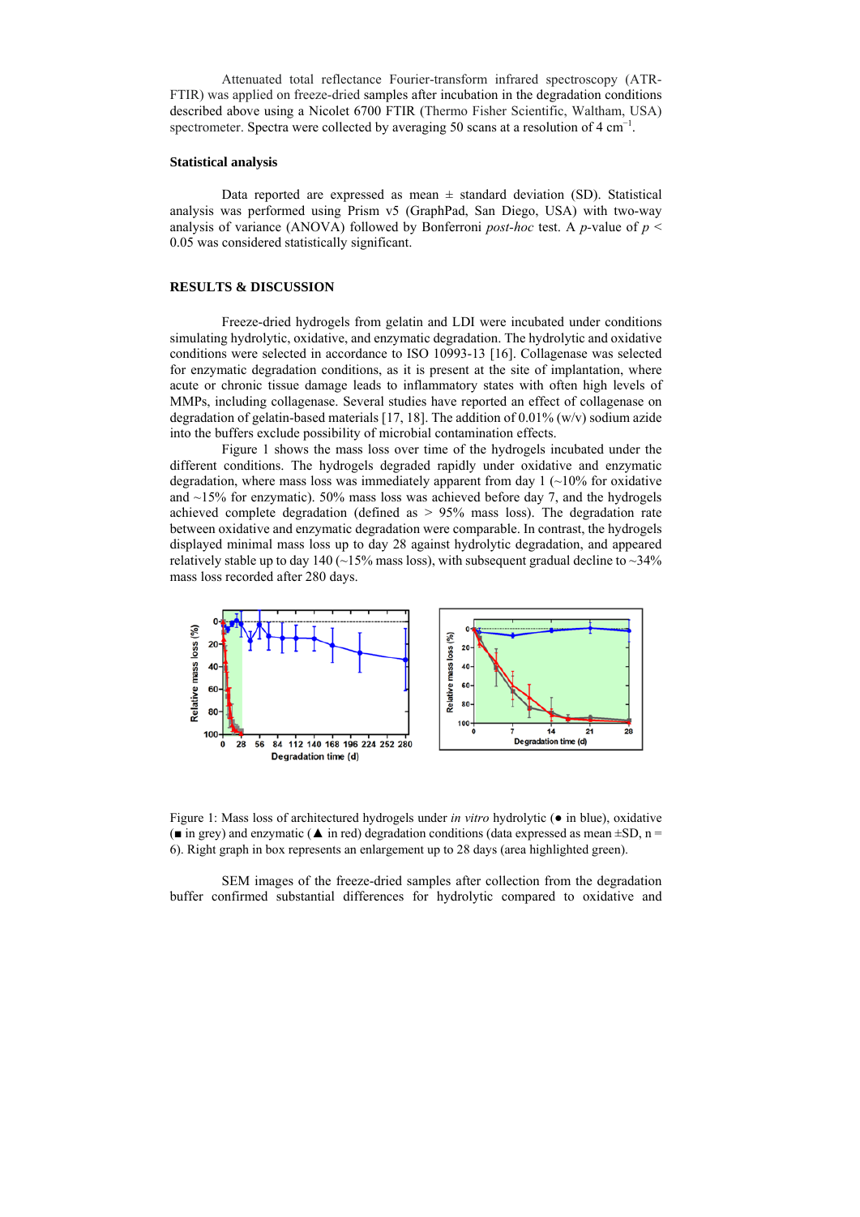Attenuated total reflectance Fourier-transform infrared spectroscopy (ATR-FTIR) was applied on freeze-dried samples after incubation in the degradation conditions described above using a Nicolet 6700 FTIR (Thermo Fisher Scientific, Waltham, USA) spectrometer. Spectra were collected by averaging 50 scans at a resolution of 4 $cm^{-1}$.

### Statistical analysis

Data reported are expressed as mean ± standard deviation (SD). Statistical analysis was performed using Prism v5 (GraphPad, San Diego, USA) with two-way analysis of variance (ANOVA) followed by Bonferroni *post-hoc* test. A *p*-value of $p < 0.05$ was considered statistically significant.

## RESULTS & DISCUSSION

Freeze-dried hydrogels from gelatin and LDI were incubated under conditions simulating hydrolytic, oxidative, and enzymatic degradation. The hydrolytic and oxidative conditions were selected in accordance to ISO 10993-13 [16]. Collagenase was selected for enzymatic degradation conditions, as it is present at the site of implantation, where acute or chronic tissue damage leads to inflammatory states with often high levels of MMPs, including collagenase. Several studies have reported an effect of collagenase on degradation of gelatin-based materials [17, 18]. The addition of 0.01% (w/v) sodium azide into the buffers exclude possibility of microbial contamination effects.

Figure 1 shows the mass loss over time of the hydrogels incubated under the different conditions. The hydrogels degraded rapidly under oxidative and enzymatic degradation, where mass loss was immediately apparent from day 1 (~10% for oxidative and ~15% for enzymatic). 50% mass loss was achieved before day 7, and the hydrogels achieved complete degradation (defined as > 95% mass loss). The degradation rate between oxidative and enzymatic degradation were comparable. In contrast, the hydrogels displayed minimal mass loss up to day 28 against hydrolytic degradation, and appeared relatively stable up to day 140 (~15% mass loss), with subsequent gradual decline to ~34% mass loss recorded after 280 days.

Figure 1: Mass loss of architectured hydrogels under *in vitro* hydrolytic (● in blue), oxidative (■ in grey) and enzymatic (▲ in red) degradation conditions (data expressed as mean ±SD, n = 6). Right graph in box represents an enlargement up to 28 days (area highlighted green).

SEM images of the freeze-dried samples after collection from the degradation buffer confirmed substantial differences for hydrolytic compared to oxidative and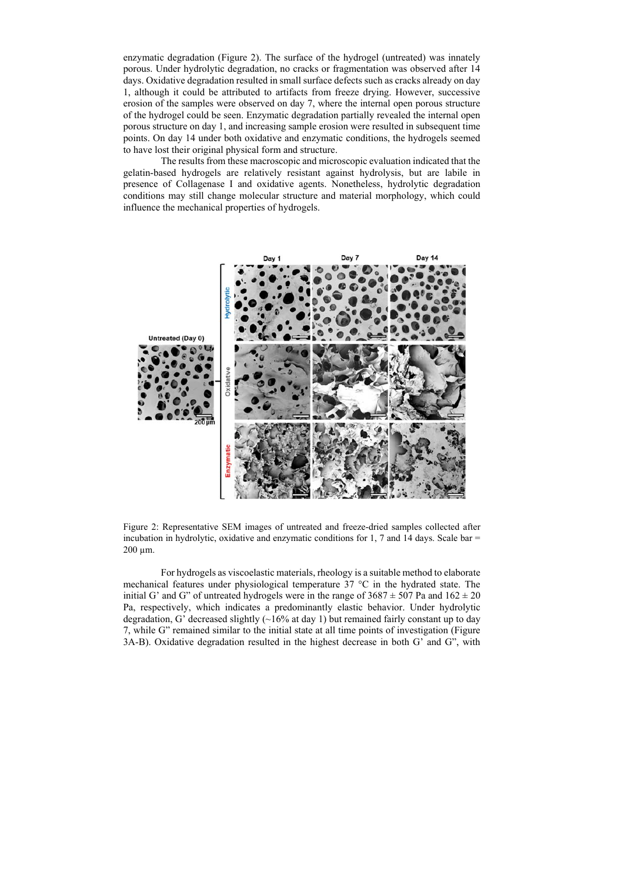enzymatic degradation (Figure 2). The surface of the hydrogel (untreated) was innately porous. Under hydrolytic degradation, no cracks or fragmentation was observed after 14 days. Oxidative degradation resulted in small surface defects such as cracks already on day 1, although it could be attributed to artifacts from freeze drying. However, successive erosion of the samples were observed on day 7, where the internal open porous structure of the hydrogel could be seen. Enzymatic degradation partially revealed the internal open porous structure on day 1, and increasing sample erosion were resulted in subsequent time points. On day 14 under both oxidative and enzymatic conditions, the hydrogels seemed to have lost their original physical form and structure.

The results from these macroscopic and microscopic evaluation indicated that the gelatin-based hydrogels are relatively resistant against hydrolysis, but are labile in presence of Collagenase I and oxidative agents. Nonetheless, hydrolytic degradation conditions may still change molecular structure and material morphology, which could influence the mechanical properties of hydrogels.

Figure 2: Representative SEM images of untreated and freeze-dried samples collected after incubation in hydrolytic, oxidative and enzymatic conditions for 1, 7 and 14 days. Scale bar = 200 µm.

For hydrogels as viscoelastic materials, rheology is a suitable method to elaborate mechanical features under physiological temperature 37 °C in the hydrated state. The initial G' and G" of untreated hydrogels were in the range of $3687 \pm 507$ Pa and $162 \pm 20$ Pa, respectively, which indicates a predominantly elastic behavior. Under hydrolytic degradation, G' decreased slightly (~16% at day 1) but remained fairly constant up to day 7, while G" remained similar to the initial state at all time points of investigation (Figure 3A-B). Oxidative degradation resulted in the highest decrease in both G' and G", with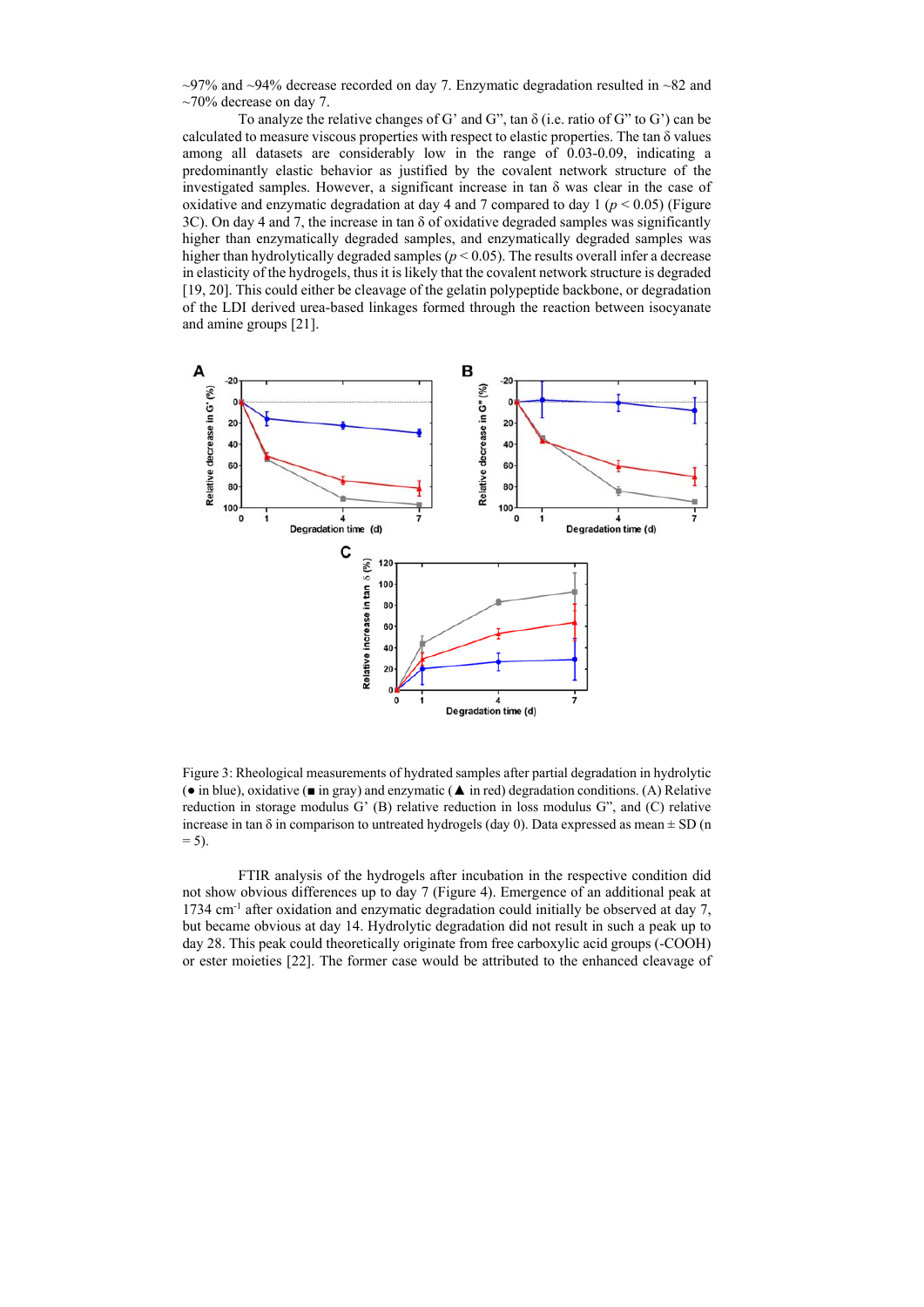~97% and ~94% decrease recorded on day 7. Enzymatic degradation resulted in ~82 and ~70% decrease on day 7.

To analyze the relative changes of G' and G", tan δ (i.e. ratio of G" to G') can be calculated to measure viscous properties with respect to elastic properties. The tan δ values among all datasets are considerably low in the range of 0.03-0.09, indicating a predominantly elastic behavior as justified by the covalent network structure of the investigated samples. However, a significant increase in tan δ was clear in the case of oxidative and enzymatic degradation at day 4 and 7 compared to day 1 ($p < 0.05$) (Figure 3C). On day 4 and 7, the increase in tan δ of oxidative degraded samples was significantly higher than enzymatically degraded samples, and enzymatically degraded samples was higher than hydrolytically degraded samples ($p < 0.05$). The results overall infer a decrease in elasticity of the hydrogels, thus it is likely that the covalent network structure is degraded [19, 20]. This could either be cleavage of the gelatin polypeptide backbone, or degradation of the LDI derived urea-based linkages formed through the reaction between isocyanate and amine groups [21].

Figure 3: Rheological measurements of hydrated samples after partial degradation in hydrolytic (● in blue), oxidative (■ in gray) and enzymatic (▲ in red) degradation conditions. (A) Relative reduction in storage modulus G' (B) relative reduction in loss modulus G", and (C) relative increase in tan δ in comparison to untreated hydrogels (day 0). Data expressed as mean ± SD (n = 5).

FTIR analysis of the hydrogels after incubation in the respective condition did not show obvious differences up to day 7 (Figure 4). Emergence of an additional peak at 1734 $cm^{-1}$ after oxidation and enzymatic degradation could initially be observed at day 7, but became obvious at day 14. Hydrolytic degradation did not result in such a peak up to day 28. This peak could theoretically originate from free carboxylic acid groups (-COOH) or ester moieties [22]. The former case would be attributed to the enhanced cleavage of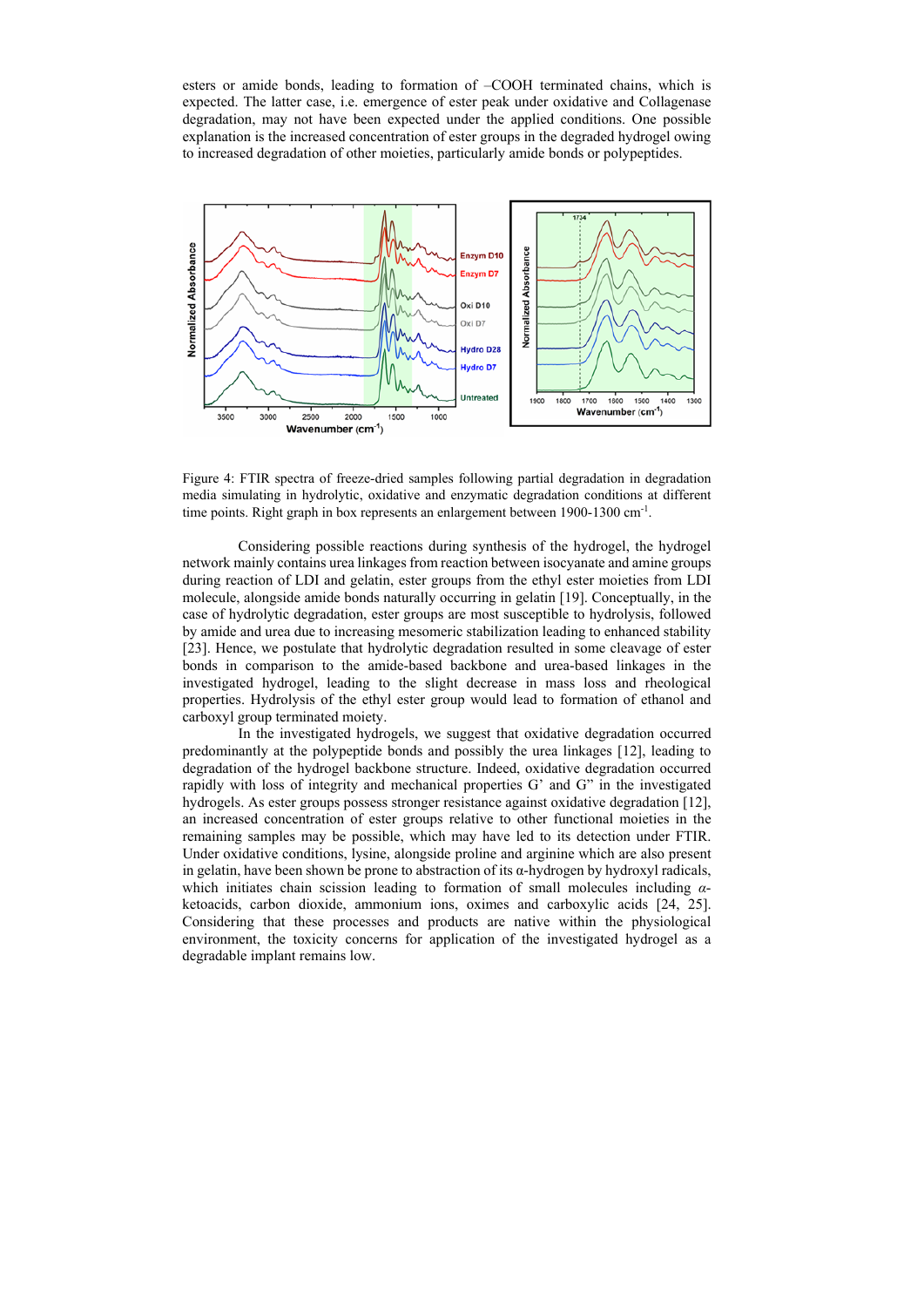esters or amide bonds, leading to formation of –COOH terminated chains, which is expected. The latter case, i.e. emergence of ester peak under oxidative and Collagenase degradation, may not have been expected under the applied conditions. One possible explanation is the increased concentration of ester groups in the degraded hydrogel owing to increased degradation of other moieties, particularly amide bonds or polypeptides.

Figure 4: FTIR spectra of freeze-dried samples following partial degradation in degradation media simulating in hydrolytic, oxidative and enzymatic degradation conditions at different time points. Right graph in box represents an enlargement between 1900-1300 cm$^{-1}$.

Considering possible reactions during synthesis of the hydrogel, the hydrogel network mainly contains urea linkages from reaction between isocyanate and amine groups during reaction of LDI and gelatin, ester groups from the ethyl ester moieties from LDI molecule, alongside amide bonds naturally occurring in gelatin [19]. Conceptually, in the case of hydrolytic degradation, ester groups are most susceptible to hydrolysis, followed by amide and urea due to increasing mesomeric stabilization leading to enhanced stability [23]. Hence, we postulate that hydrolytic degradation resulted in some cleavage of ester bonds in comparison to the amide-based backbone and urea-based linkages in the investigated hydrogel, leading to the slight decrease in mass loss and rheological properties. Hydrolysis of the ethyl ester group would lead to formation of ethanol and carboxyl group terminated moiety.

In the investigated hydrogels, we suggest that oxidative degradation occurred predominantly at the polypeptide bonds and possibly the urea linkages [12], leading to degradation of the hydrogel backbone structure. Indeed, oxidative degradation occurred rapidly with loss of integrity and mechanical properties G' and G" in the investigated hydrogels. As ester groups possess stronger resistance against oxidative degradation [12], an increased concentration of ester groups relative to other functional moieties in the remaining samples may be possible, which may have led to its detection under FTIR. Under oxidative conditions, lysine, alongside proline and arginine which are also present in gelatin, have been shown be prone to abstraction of its α-hydrogen by hydroxyl radicals, which initiates chain scission leading to formation of small molecules including *α*-ketoacids, carbon dioxide, ammonium ions, oximes and carboxylic acids [24, 25]. Considering that these processes and products are native within the physiological environment, the toxicity concerns for application of the investigated hydrogel as a degradable implant remains low.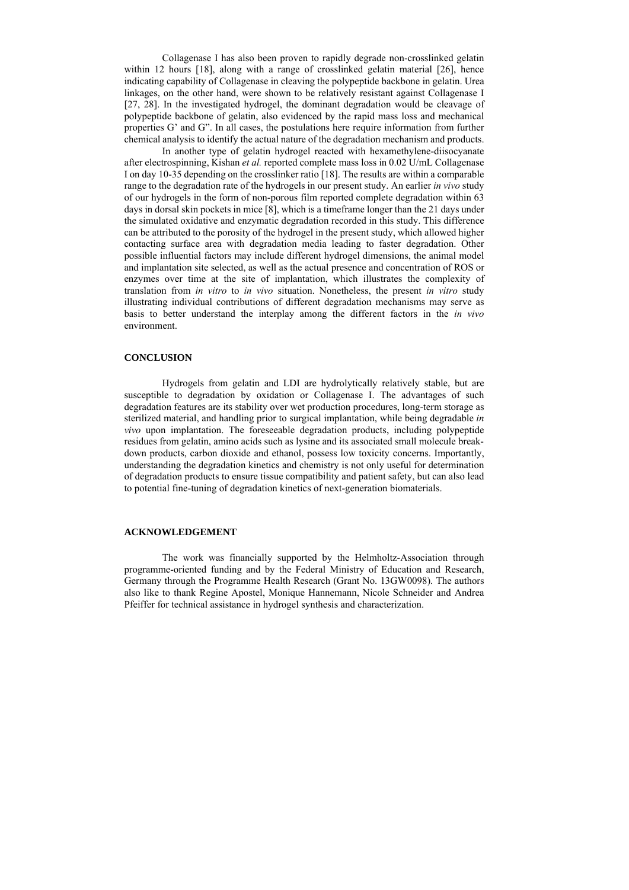Collagenase I has also been proven to rapidly degrade non-crosslinked gelatin within 12 hours [18], along with a range of crosslinked gelatin material [26], hence indicating capability of Collagenase in cleaving the polypeptide backbone in gelatin. Urea linkages, on the other hand, were shown to be relatively resistant against Collagenase I [27, 28]. In the investigated hydrogel, the dominant degradation would be cleavage of polypeptide backbone of gelatin, also evidenced by the rapid mass loss and mechanical properties G' and G". In all cases, the postulations here require information from further chemical analysis to identify the actual nature of the degradation mechanism and products.

In another type of gelatin hydrogel reacted with hexamethylene-diisocyanate after electrospinning, Kishan *et al.* reported complete mass loss in 0.02 U/mL Collagenase I on day 10-35 depending on the crosslinker ratio [18]. The results are within a comparable range to the degradation rate of the hydrogels in our present study. An earlier *in vivo* study of our hydrogels in the form of non-porous film reported complete degradation within 63 days in dorsal skin pockets in mice [8], which is a timeframe longer than the 21 days under the simulated oxidative and enzymatic degradation recorded in this study. This difference can be attributed to the porosity of the hydrogel in the present study, which allowed higher contacting surface area with degradation media leading to faster degradation. Other possible influential factors may include different hydrogel dimensions, the animal model and implantation site selected, as well as the actual presence and concentration of ROS or enzymes over time at the site of implantation, which illustrates the complexity of translation from *in vitro* to *in vivo* situation. Nonetheless, the present *in vitro* study illustrating individual contributions of different degradation mechanisms may serve as basis to better understand the interplay among the different factors in the *in vivo* environment.

## CONCLUSION

Hydrogels from gelatin and LDI are hydrolytically relatively stable, but are susceptible to degradation by oxidation or Collagenase I. The advantages of such degradation features are its stability over wet production procedures, long-term storage as sterilized material, and handling prior to surgical implantation, while being degradable *in vivo* upon implantation. The foreseeable degradation products, including polypeptide residues from gelatin, amino acids such as lysine and its associated small molecule break-down products, carbon dioxide and ethanol, possess low toxicity concerns. Importantly, understanding the degradation kinetics and chemistry is not only useful for determination of degradation products to ensure tissue compatibility and patient safety, but can also lead to potential fine-tuning of degradation kinetics of next-generation biomaterials.

## ACKNOWLEDGEMENT

The work was financially supported by the Helmholtz-Association through programme-oriented funding and by the Federal Ministry of Education and Research, Germany through the Programme Health Research (Grant No. 13GW0098). The authors also like to thank Regine Apostel, Monique Hannemann, Nicole Schneider and Andrea Pfeiffer for technical assistance in hydrogel synthesis and characterization.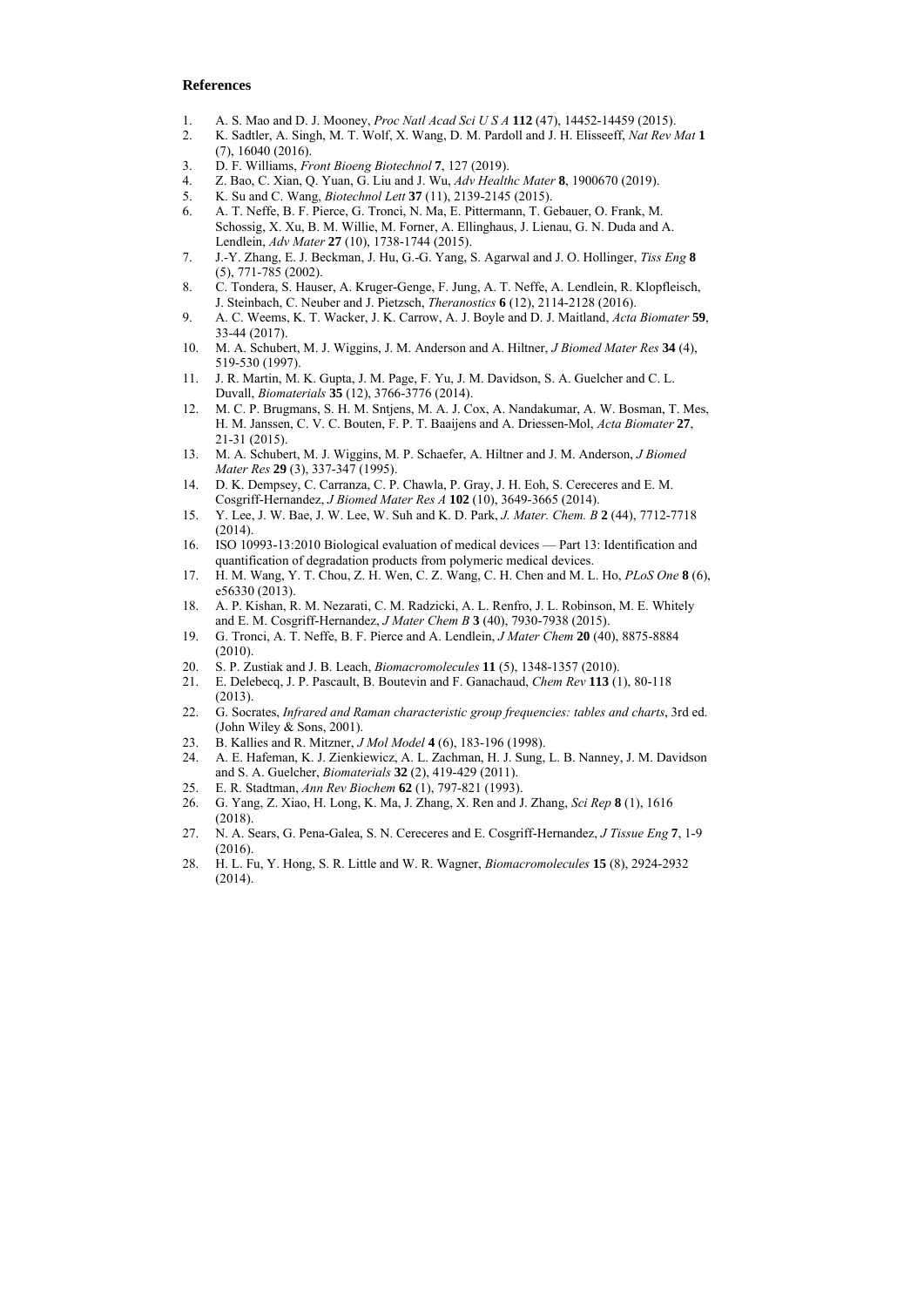## References

1. A. S. Mao and D. J. Mooney, *Proc Natl Acad Sci U S A* **112** (47), 14452-14459 (2015).
2. K. Sadtler, A. Singh, M. T. Wolf, X. Wang, D. M. Pardoll and J. H. Elisseeff, *Nat Rev Mat* **1** (7), 16040 (2016).
3. D. F. Williams, *Front Bioeng Biotechnol* **7**, 127 (2019).
4. Z. Bao, C. Xian, Q. Yuan, G. Liu and J. Wu, *Adv Healthc Mater* **8**, 1900670 (2019).
5. K. Su and C. Wang, *Biotechnol Lett* **37** (11), 2139-2145 (2015).
6. A. T. Neffe, B. F. Pierce, G. Tronci, N. Ma, E. Pittermann, T. Gebauer, O. Frank, M. Schossig, X. Xu, B. M. Willie, M. Forner, A. Ellinghaus, J. Lienau, G. N. Duda and A. Lendlein, *Adv Mater* **27** (10), 1738-1744 (2015).
7. J.-Y. Zhang, E. J. Beckman, J. Hu, G.-G. Yang, S. Agarwal and J. O. Hollinger, *Tiss Eng* **8** (5), 771-785 (2002).
8. C. Tondera, S. Hauser, A. Kruger-Genge, F. Jung, A. T. Neffe, A. Lendlein, R. Klopfleisch, J. Steinbach, C. Neuber and J. Pietzsch, *Theranostics* **6** (12), 2114-2128 (2016).
9. A. C. Weems, K. T. Wacker, J. K. Carrow, A. J. Boyle and D. J. Maitland, *Acta Biomater* **59**, 33-44 (2017).
10. M. A. Schubert, M. J. Wiggins, J. M. Anderson and A. Hiltner, *J Biomed Mater Res* **34** (4), 519-530 (1997).
11. J. R. Martin, M. K. Gupta, J. M. Page, F. Yu, J. M. Davidson, S. A. Guelcher and C. L. Duvall, *Biomaterials* **35** (12), 3766-3776 (2014).
12. M. C. P. Brugmans, S. H. M. Sntjens, M. A. J. Cox, A. Nandakumar, A. W. Bosman, T. Mes, H. M. Janssen, C. V. C. Bouten, F. P. T. Baaijens and A. Driessen-Mol, *Acta Biomater* **27**, 21-31 (2015).
13. M. A. Schubert, M. J. Wiggins, M. P. Schaefer, A. Hiltner and J. M. Anderson, *J Biomed Mater Res* **29** (3), 337-347 (1995).
14. D. K. Dempsey, C. Carranza, C. P. Chawla, P. Gray, J. H. Eoh, S. Cereceres and E. M. Cosgriff-Hernandez, *J Biomed Mater Res A* **102** (10), 3649-3665 (2014).
15. Y. Lee, J. W. Bae, J. W. Lee, W. Suh and K. D. Park, *J. Mater. Chem. B* **2** (44), 7712-7718 (2014).
16. ISO 10993-13:2010 Biological evaluation of medical devices — Part 13: Identification and quantification of degradation products from polymeric medical devices.
17. H. M. Wang, Y. T. Chou, Z. H. Wen, C. Z. Wang, C. H. Chen and M. L. Ho, *PLoS One* **8** (6), e56330 (2013).
18. A. P. Kishan, R. M. Nezarati, C. M. Radzicki, A. L. Renfro, J. L. Robinson, M. E. Whitely and E. M. Cosgriff-Hernandez, *J Mater Chem B* **3** (40), 7930-7938 (2015).
19. G. Tronci, A. T. Neffe, B. F. Pierce and A. Lendlein, *J Mater Chem* **20** (40), 8875-8884 (2010).
20. S. P. Zustiak and J. B. Leach, *Biomacromolecules* **11** (5), 1348-1357 (2010).
21. E. Delebecq, J. P. Pascault, B. Boutevin and F. Ganachaud, *Chem Rev* **113** (1), 80-118 (2013).
22. G. Socrates, *Infrared and Raman characteristic group frequencies: tables and charts*, 3rd ed. (John Wiley & Sons, 2001).
23. B. Kallies and R. Mitzner, *J Mol Model* **4** (6), 183-196 (1998).
24. A. E. Hafeman, K. J. Zienkiewicz, A. L. Zachman, H. J. Sung, L. B. Nanney, J. M. Davidson and S. A. Guelcher, *Biomaterials* **32** (2), 419-429 (2011).
25. E. R. Stadtman, *Ann Rev Biochem* **62** (1), 797-821 (1993).
26. G. Yang, Z. Xiao, H. Long, K. Ma, J. Zhang, X. Ren and J. Zhang, *Sci Rep* **8** (1), 1616 (2018).
27. N. A. Sears, G. Pena-Galea, S. N. Cereceres and E. Cosgriff-Hernandez, *J Tissue Eng* **7**, 1-9 (2016).
28. H. L. Fu, Y. Hong, S. R. Little and W. R. Wagner, *Biomacromolecules* **15** (8), 2924-2932 (2014).